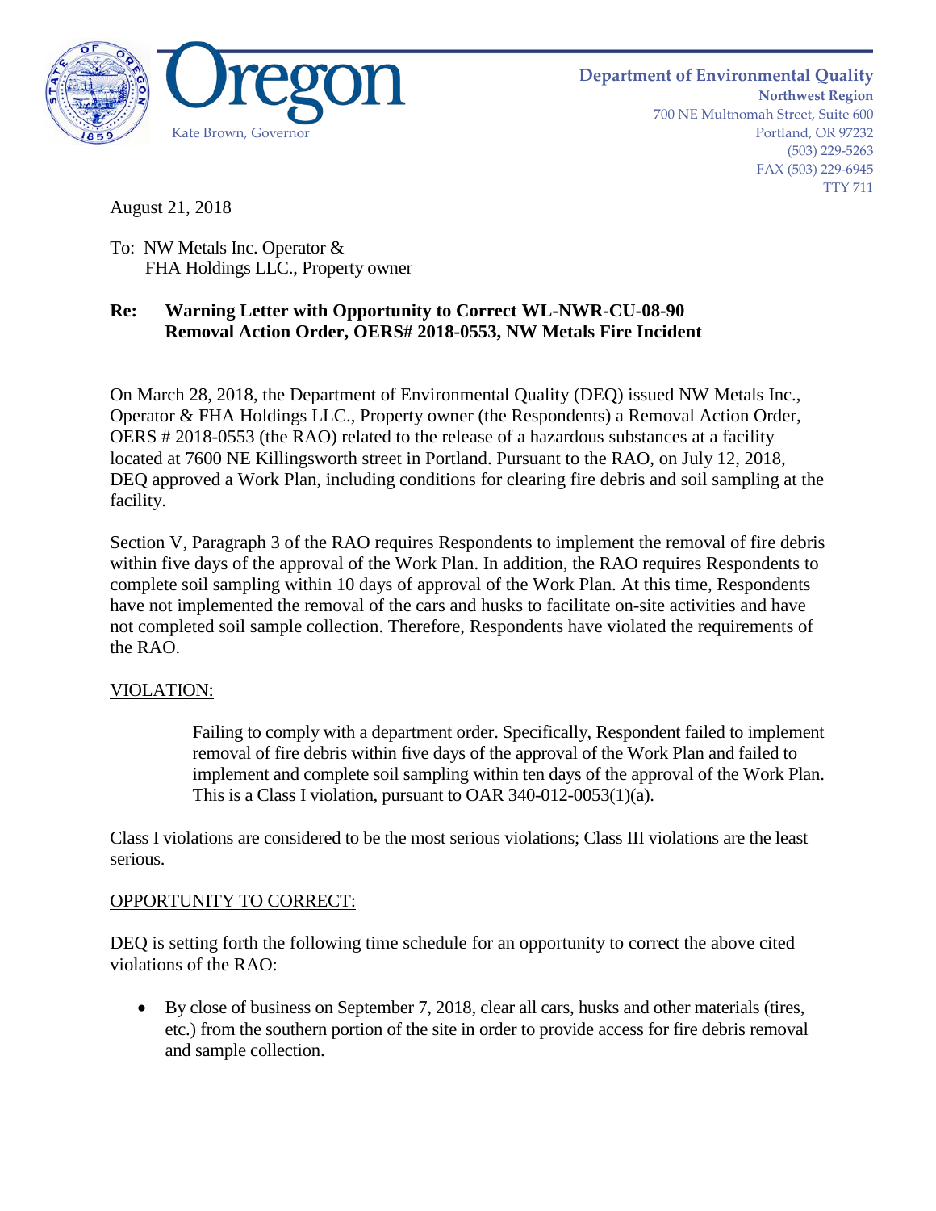Oregon

Kate Brown, Governor

**Department of Environmental Quality**
**Northwest Region**
700 NE Multnomah Street, Suite 600
Portland, OR 97232
(503) 229-5263
FAX (503) 229-6945
TTY 711

August 21, 2018

To: NW Metals Inc. Operator &
FHA Holdings LLC., Property owner

**Re: Warning Letter with Opportunity to Correct WL-NWR-CU-08-90**
**Removal Action Order, OERS# 2018-0553, NW Metals Fire Incident**

On March 28, 2018, the Department of Environmental Quality (DEQ) issued NW Metals Inc., Operator & FHA Holdings LLC., Property owner (the Respondents) a Removal Action Order, OERS # 2018-0553 (the RAO) related to the release of a hazardous substances at a facility located at 7600 NE Killingsworth street in Portland. Pursuant to the RAO, on July 12, 2018, DEQ approved a Work Plan, including conditions for clearing fire debris and soil sampling at the facility.

Section V, Paragraph 3 of the RAO requires Respondents to implement the removal of fire debris within five days of the approval of the Work Plan. In addition, the RAO requires Respondents to complete soil sampling within 10 days of approval of the Work Plan. At this time, Respondents have not implemented the removal of the cars and husks to facilitate on-site activities and have not completed soil sample collection. Therefore, Respondents have violated the requirements of the RAO.

VIOLATION:

> Failing to comply with a department order. Specifically, Respondent failed to implement removal of fire debris within five days of the approval of the Work Plan and failed to implement and complete soil sampling within ten days of the approval of the Work Plan. This is a Class I violation, pursuant to OAR 340-012-0053(1)(a).

Class I violations are considered to be the most serious violations; Class III violations are the least serious.

OPPORTUNITY TO CORRECT:

DEQ is setting forth the following time schedule for an opportunity to correct the above cited violations of the RAO:

- By close of business on September 7, 2018, clear all cars, husks and other materials (tires, etc.) from the southern portion of the site in order to provide access for fire debris removal and sample collection.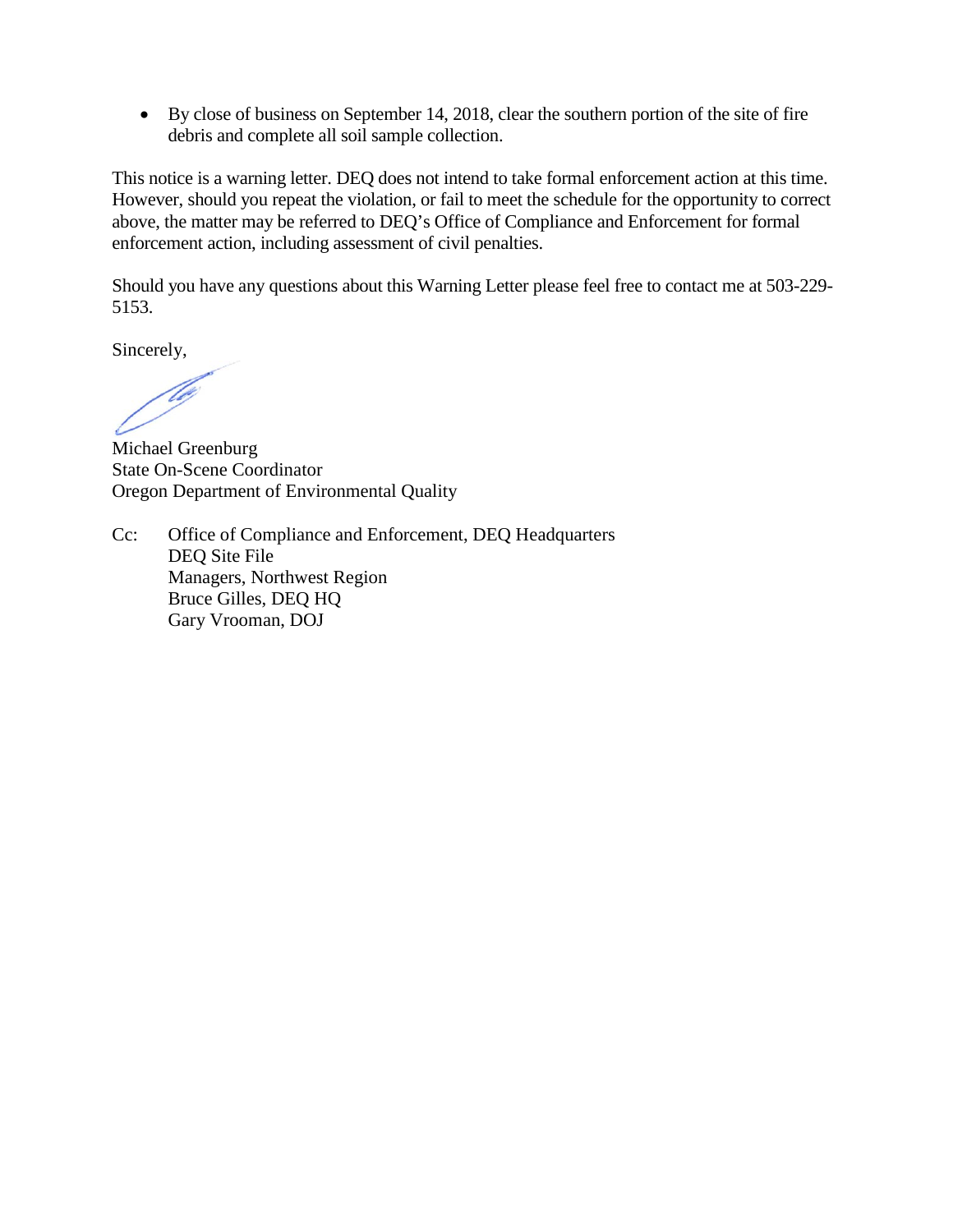- By close of business on September 14, 2018, clear the southern portion of the site of fire debris and complete all soil sample collection.

This notice is a warning letter. DEQ does not intend to take formal enforcement action at this time. However, should you repeat the violation, or fail to meet the schedule for the opportunity to correct above, the matter may be referred to DEQ's Office of Compliance and Enforcement for formal enforcement action, including assessment of civil penalties.

Should you have any questions about this Warning Letter please feel free to contact me at 503-229-5153.

Sincerely,

Michael Greenburg
State On-Scene Coordinator
Oregon Department of Environmental Quality

Cc: Office of Compliance and Enforcement, DEQ Headquarters
DEQ Site File
Managers, Northwest Region
Bruce Gilles, DEQ HQ
Gary Vrooman, DOJ